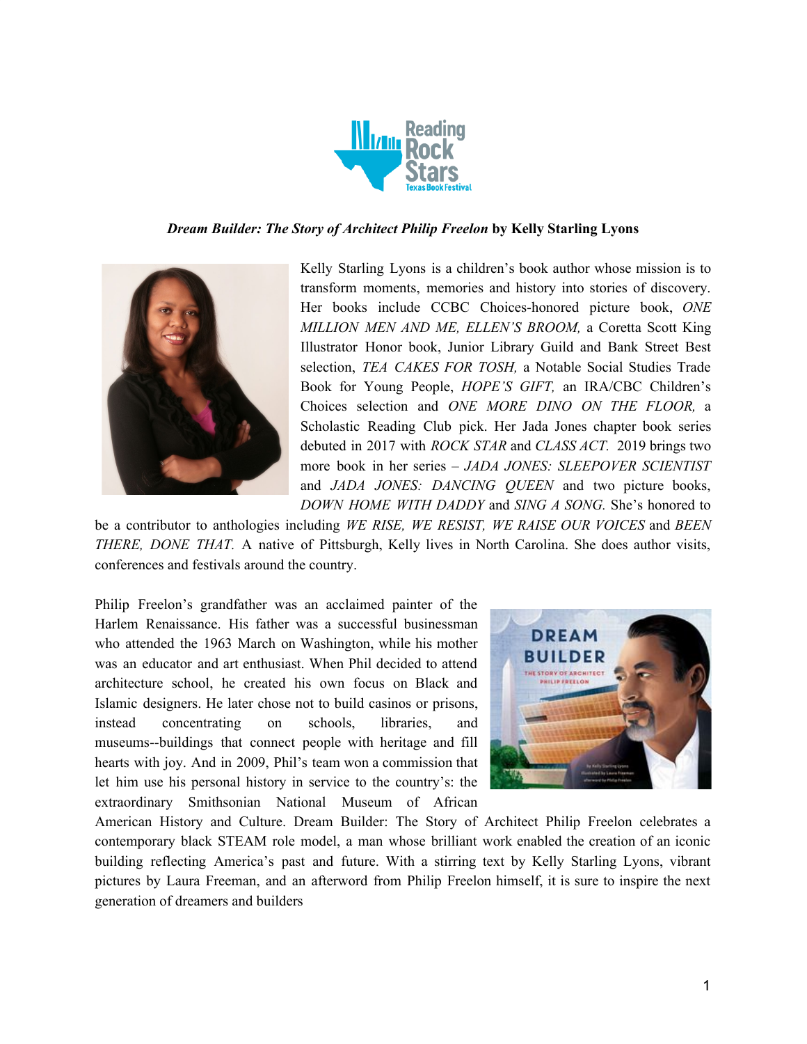**_Dream Builder: The Story of Architect Philip Freelon_ by Kelly Starling Lyons**

Kelly Starling Lyons is a children's book author whose mission is to transform moments, memories and history into stories of discovery. Her books include CCBC Choices-honored picture book, *ONE MILLION MEN AND ME, ELLEN'S BROOM,* a Coretta Scott King Illustrator Honor book, Junior Library Guild and Bank Street Best selection, *TEA CAKES FOR TOSH,* a Notable Social Studies Trade Book for Young People, *HOPE'S GIFT,* an IRA/CBC Children's Choices selection and *ONE MORE DINO ON THE FLOOR,* a Scholastic Reading Club pick. Her Jada Jones chapter book series debuted in 2017 with *ROCK STAR* and *CLASS ACT.* 2019 brings two more book in her series – *JADA JONES: SLEEPOVER SCIENTIST* and *JADA JONES: DANCING QUEEN* and two picture books, *DOWN HOME WITH DADDY* and *SING A SONG.* She's honored to be a contributor to anthologies including *WE RISE, WE RESIST, WE RAISE OUR VOICES* and *BEEN THERE, DONE THAT.* A native of Pittsburgh, Kelly lives in North Carolina. She does author visits, conferences and festivals around the country.

Philip Freelon's grandfather was an acclaimed painter of the Harlem Renaissance. His father was a successful businessman who attended the 1963 March on Washington, while his mother was an educator and art enthusiast. When Phil decided to attend architecture school, he created his own focus on Black and Islamic designers. He later chose not to build casinos or prisons, instead concentrating on schools, libraries, and museums--buildings that connect people with heritage and fill hearts with joy. And in 2009, Phil's team won a commission that let him use his personal history in service to the country's: the extraordinary Smithsonian National Museum of African American History and Culture. Dream Builder: The Story of Architect Philip Freelon celebrates a contemporary black STEAM role model, a man whose brilliant work enabled the creation of an iconic building reflecting America's past and future. With a stirring text by Kelly Starling Lyons, vibrant pictures by Laura Freeman, and an afterword from Philip Freelon himself, it is sure to inspire the next generation of dreamers and builders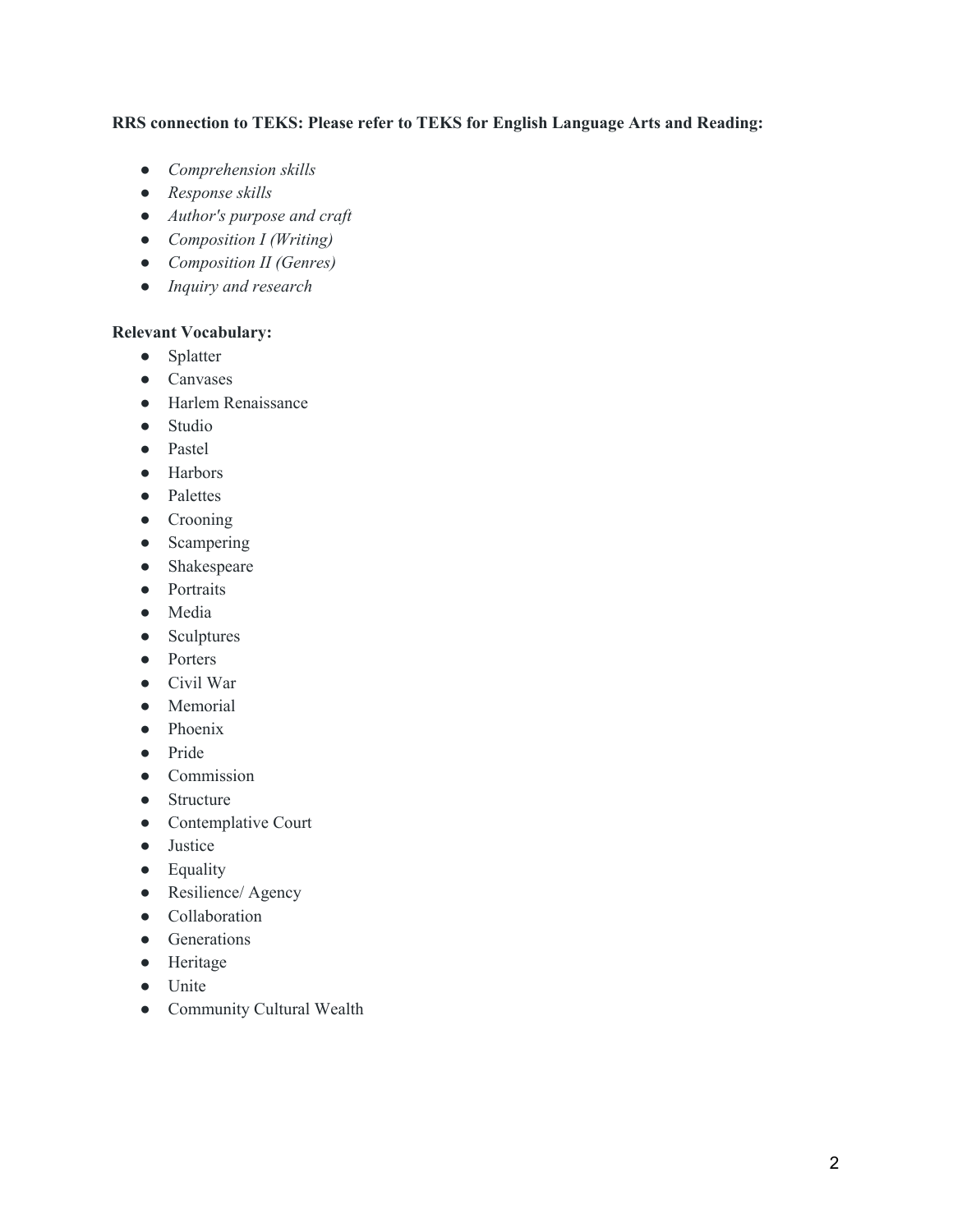**RRS connection to TEKS: Please refer to TEKS for English Language Arts and Reading:**

- *Comprehension skills*
- *Response skills*
- *Author's purpose and craft*
- *Composition I (Writing)*
- *Composition II (Genres)*
- *Inquiry and research*

**Relevant Vocabulary:**

- Splatter
- Canvases
- Harlem Renaissance
- Studio
- Pastel
- Harbors
- Palettes
- Crooning
- Scampering
- Shakespeare
- Portraits
- Media
- Sculptures
- Porters
- Civil War
- Memorial
- Phoenix
- Pride
- Commission
- Structure
- Contemplative Court
- Justice
- Equality
- Resilience/ Agency
- Collaboration
- Generations
- Heritage
- Unite
- Community Cultural Wealth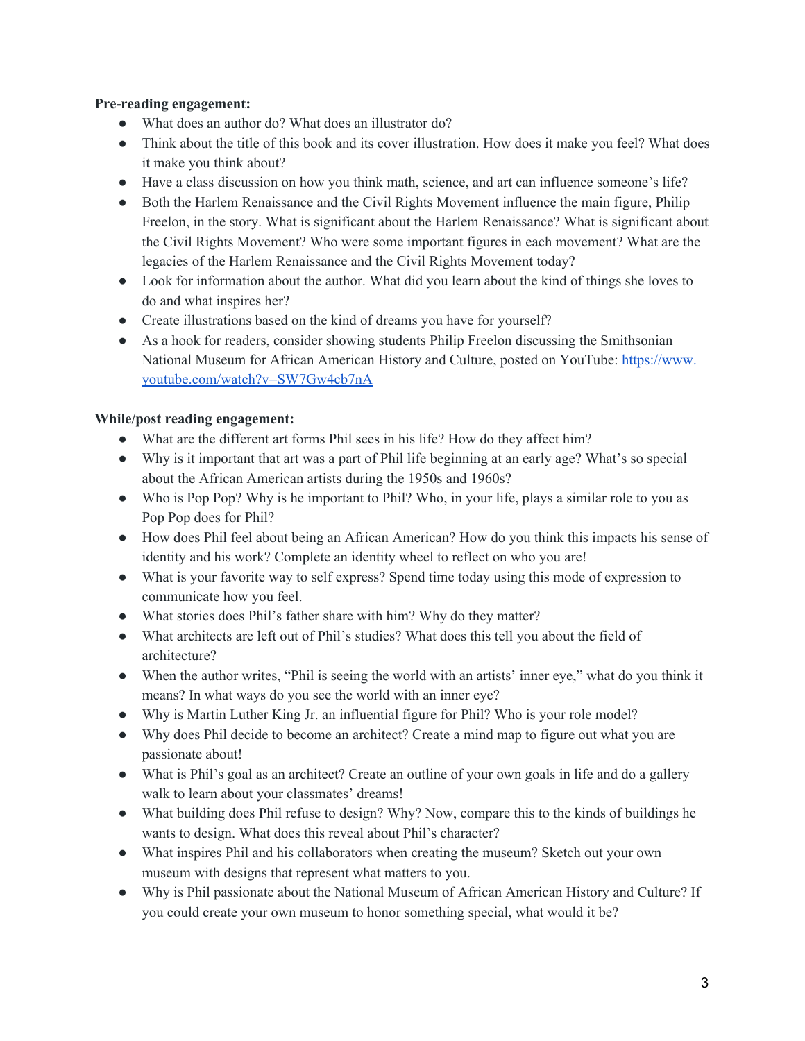**Pre-reading engagement:**

- What does an author do? What does an illustrator do?
- Think about the title of this book and its cover illustration. How does it make you feel? What does it make you think about?
- Have a class discussion on how you think math, science, and art can influence someone's life?
- Both the Harlem Renaissance and the Civil Rights Movement influence the main figure, Philip Freelon, in the story. What is significant about the Harlem Renaissance? What is significant about the Civil Rights Movement? Who were some important figures in each movement? What are the legacies of the Harlem Renaissance and the Civil Rights Movement today?
- Look for information about the author. What did you learn about the kind of things she loves to do and what inspires her?
- Create illustrations based on the kind of dreams you have for yourself?
- As a hook for readers, consider showing students Philip Freelon discussing the Smithsonian National Museum for African American History and Culture, posted on YouTube: [https://www.youtube.com/watch?v=SW7Gw4cb7nA](https://www.youtube.com/watch?v=SW7Gw4cb7nA)

**While/post reading engagement:**

- What are the different art forms Phil sees in his life? How do they affect him?
- Why is it important that art was a part of Phil life beginning at an early age? What's so special about the African American artists during the 1950s and 1960s?
- Who is Pop Pop? Why is he important to Phil? Who, in your life, plays a similar role to you as Pop Pop does for Phil?
- How does Phil feel about being an African American? How do you think this impacts his sense of identity and his work? Complete an identity wheel to reflect on who you are!
- What is your favorite way to self express? Spend time today using this mode of expression to communicate how you feel.
- What stories does Phil's father share with him? Why do they matter?
- What architects are left out of Phil's studies? What does this tell you about the field of architecture?
- When the author writes, "Phil is seeing the world with an artists' inner eye," what do you think it means? In what ways do you see the world with an inner eye?
- Why is Martin Luther King Jr. an influential figure for Phil? Who is your role model?
- Why does Phil decide to become an architect? Create a mind map to figure out what you are passionate about!
- What is Phil's goal as an architect? Create an outline of your own goals in life and do a gallery walk to learn about your classmates' dreams!
- What building does Phil refuse to design? Why? Now, compare this to the kinds of buildings he wants to design. What does this reveal about Phil's character?
- What inspires Phil and his collaborators when creating the museum? Sketch out your own museum with designs that represent what matters to you.
- Why is Phil passionate about the National Museum of African American History and Culture? If you could create your own museum to honor something special, what would it be?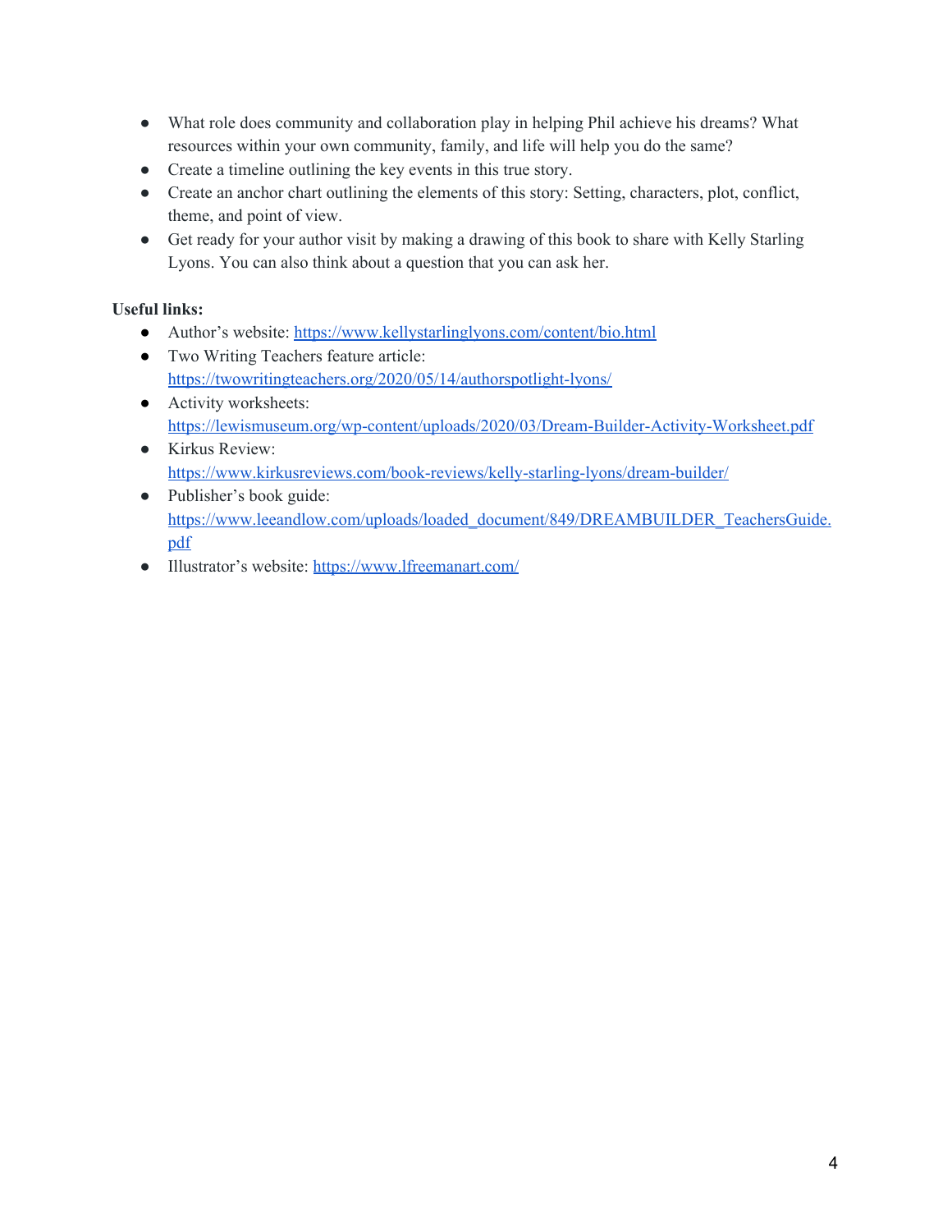- What role does community and collaboration play in helping Phil achieve his dreams? What resources within your own community, family, and life will help you do the same?
- Create a timeline outlining the key events in this true story.
- Create an anchor chart outlining the elements of this story: Setting, characters, plot, conflict, theme, and point of view.
- Get ready for your author visit by making a drawing of this book to share with Kelly Starling Lyons. You can also think about a question that you can ask her.

**Useful links:**

- Author's website: [https://www.kellystarlinglyons.com/content/bio.html](https://www.kellystarlinglyons.com/content/bio.html)
- Two Writing Teachers feature article: [https://twowritingteachers.org/2020/05/14/authorspotlight-lyons/](https://twowritingteachers.org/2020/05/14/authorspotlight-lyons/)
- Activity worksheets: [https://lewismuseum.org/wp-content/uploads/2020/03/Dream-Builder-Activity-Worksheet.pdf](https://lewismuseum.org/wp-content/uploads/2020/03/Dream-Builder-Activity-Worksheet.pdf)
- Kirkus Review: [https://www.kirkusreviews.com/book-reviews/kelly-starling-lyons/dream-builder/](https://www.kirkusreviews.com/book-reviews/kelly-starling-lyons/dream-builder/)
- Publisher's book guide: [https://www.leeandlow.com/uploads/loaded_document/849/DREAMBUILDER_TeachersGuide.pdf](https://www.leeandlow.com/uploads/loaded_document/849/DREAMBUILDER_TeachersGuide.pdf)
- Illustrator's website: [https://www.lfreemanart.com/](https://www.lfreemanart.com/)